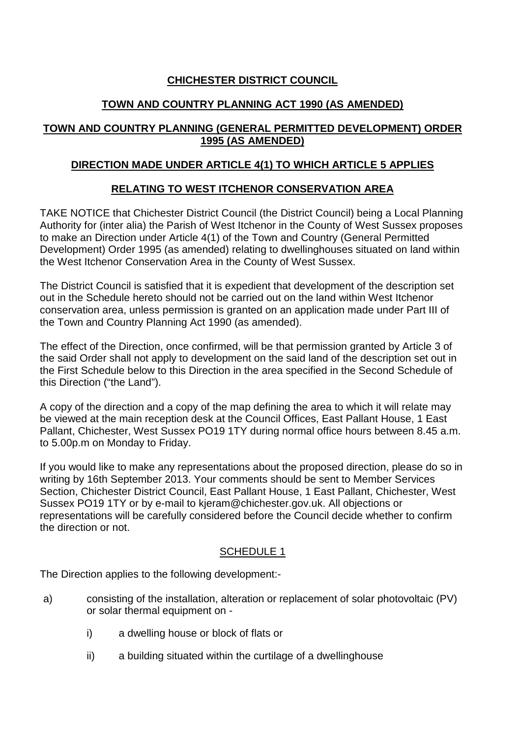**CHICHESTER DISTRICT COUNCIL**

**TOWN AND COUNTRY PLANNING ACT 1990 (AS AMENDED)**

**TOWN AND COUNTRY PLANNING (GENERAL PERMITTED DEVELOPMENT) ORDER 1995 (AS AMENDED)**

**DIRECTION MADE UNDER ARTICLE 4(1) TO WHICH ARTICLE 5 APPLIES**

**RELATING TO WEST ITCHENOR CONSERVATION AREA**

TAKE NOTICE that Chichester District Council (the District Council) being a Local Planning Authority for (inter alia) the Parish of West Itchenor in the County of West Sussex proposes to make an Direction under Article 4(1) of the Town and Country (General Permitted Development) Order 1995 (as amended) relating to dwellinghouses situated on land within the West Itchenor Conservation Area in the County of West Sussex.

The District Council is satisfied that it is expedient that development of the description set out in the Schedule hereto should not be carried out on the land within West Itchenor conservation area, unless permission is granted on an application made under Part III of the Town and Country Planning Act 1990 (as amended).

The effect of the Direction, once confirmed, will be that permission granted by Article 3 of the said Order shall not apply to development on the said land of the description set out in the First Schedule below to this Direction in the area specified in the Second Schedule of this Direction ("the Land").

A copy of the direction and a copy of the map defining the area to which it will relate may be viewed at the main reception desk at the Council Offices, East Pallant House, 1 East Pallant, Chichester, West Sussex PO19 1TY during normal office hours between 8.45 a.m. to 5.00p.m on Monday to Friday.

If you would like to make any representations about the proposed direction, please do so in writing by 16th September 2013. Your comments should be sent to Member Services Section, Chichester District Council, East Pallant House, 1 East Pallant, Chichester, West Sussex PO19 1TY or by e-mail to kjeram@chichester.gov.uk. All objections or representations will be carefully considered before the Council decide whether to confirm the direction or not.

SCHEDULE 1

The Direction applies to the following development:-

a) consisting of the installation, alteration or replacement of solar photovoltaic (PV) or solar thermal equipment on -

   i) a dwelling house or block of flats or

   ii) a building situated within the curtilage of a dwellinghouse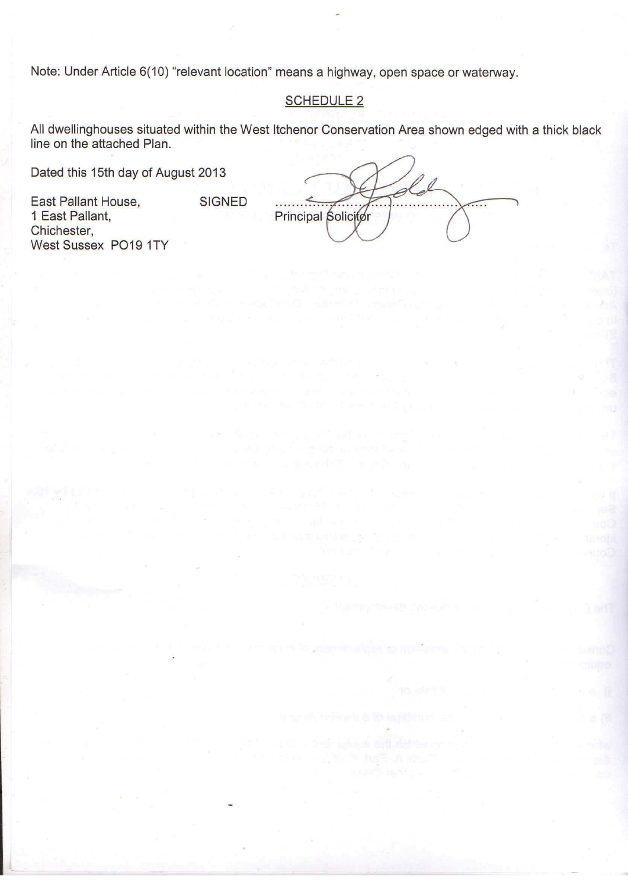Note: Under Article 6(10) "relevant location" means a highway, open space or waterway.

## SCHEDULE 2

All dwellinghouses situated within the West Itchenor Conservation Area shown edged with a thick black line on the attached Plan.

Dated this 15th day of August 2013

East Pallant House,
1 East Pallant,
Chichester,
West Sussex PO19 1TY

SIGNED ..........................................

Principal Solicitor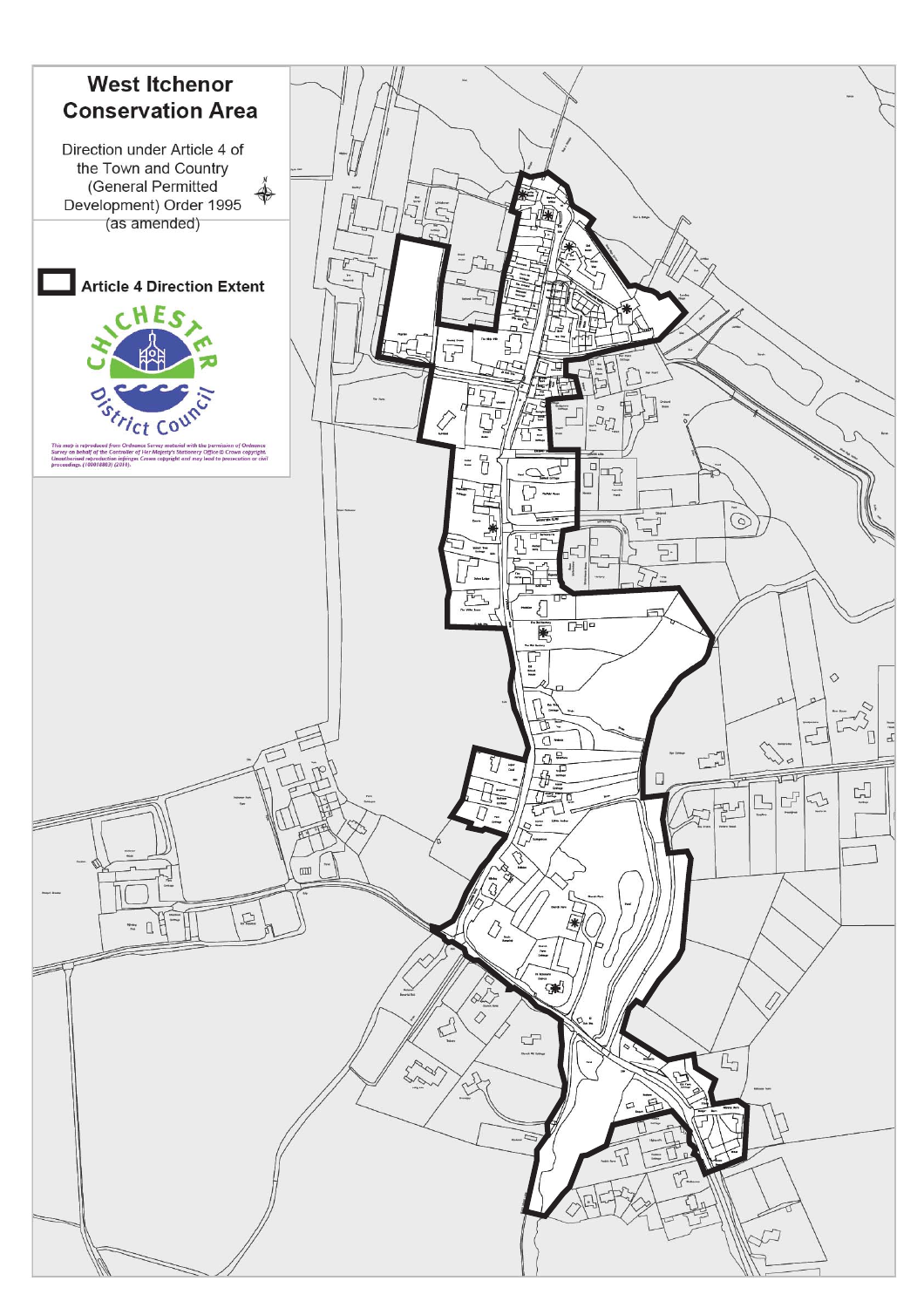# West Itchenor Conservation Area

Direction under Article 4 of the Town and Country (General Permitted Development) Order 1995 (as amended)

**Article 4 Direction Extent**

Chichester District Council

*This map is reproduced from Ordnance Survey material with the permission of Ordnance Survey on behalf of the Controller of Her Majesty's Stationery Office © Crown copyright. Unauthorised reproduction infringes Crown copyright and may lead to prosecution or civil proceedings. (100018803) (2010).*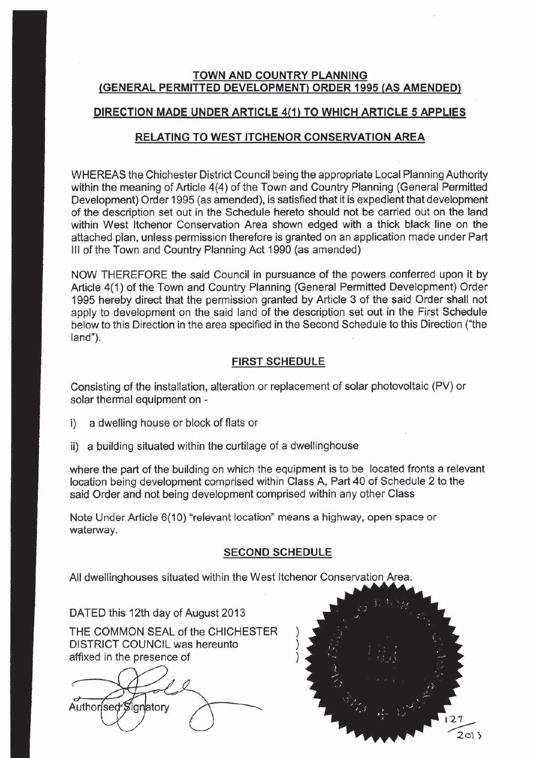## TOWN AND COUNTRY PLANNING (GENERAL PERMITTED DEVELOPMENT) ORDER 1995 (AS AMENDED)

## DIRECTION MADE UNDER ARTICLE 4(1) TO WHICH ARTICLE 5 APPLIES

## RELATING TO WEST ITCHENOR CONSERVATION AREA

WHEREAS the Chichester District Council being the appropriate Local Planning Authority within the meaning of Article 4(4) of the Town and Country Planning (General Permitted Development) Order 1995 (as amended), is satisfied that it is expedient that development of the description set out in the Schedule hereto should not be carried out on the land within West Itchenor Conservation Area shown edged with a thick black line on the attached plan, unless permission therefore is granted on an application made under Part III of the Town and Country Planning Act 1990 (as amended)

NOW THEREFORE the said Council in pursuance of the powers conferred upon it by Article 4(1) of the Town and Country Planning (General Permitted Development) Order 1995 hereby direct that the permission granted by Article 3 of the said Order shall not apply to development on the said land of the description set out in the First Schedule below to this Direction in the area specified in the Second Schedule to this Direction ("the land").

### FIRST SCHEDULE

Consisting of the installation, alteration or replacement of solar photovoltaic (PV) or solar thermal equipment on -

i) a dwelling house or block of flats or

ii) a building situated within the curtilage of a dwellinghouse

where the part of the building on which the equipment is to be located fronts a relevant location being development comprised within Class A, Part 40 of Schedule 2 to the said Order and not being development comprised within any other Class

Note Under Article 6(10) "relevant location" means a highway, open space or waterway.

### SECOND SCHEDULE

All dwellinghouses situated within the West Itchenor Conservation Area.

DATED this 12th day of August 2013

THE COMMON SEAL of the CHICHESTER DISTRICT COUNCIL was hereunto affixed in the presence of )

Authorised Signatory

127/2013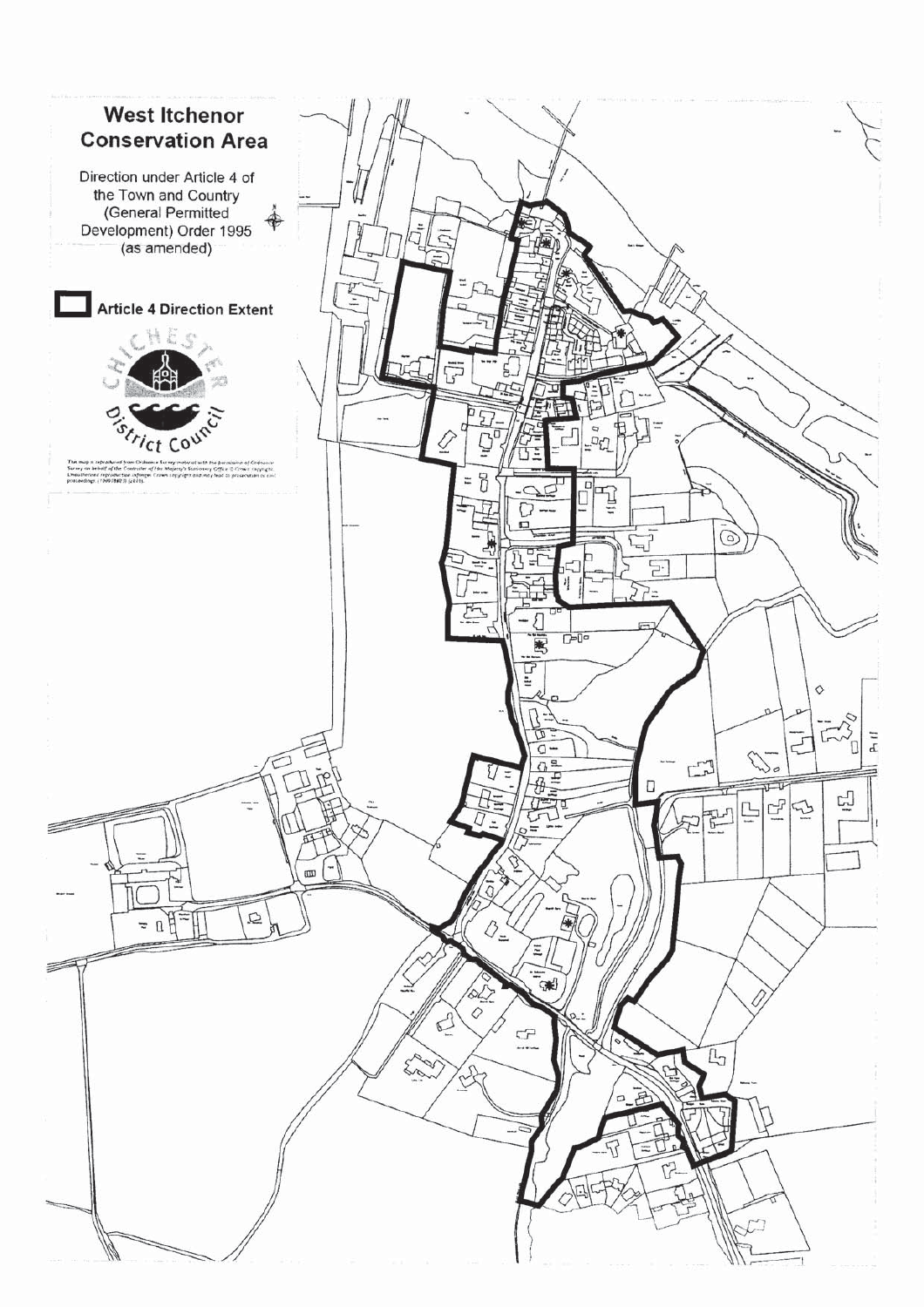# West Itchenor Conservation Area

Direction under Article 4 of the Town and Country (General Permitted Development) Order 1995 (as amended)

**Article 4 Direction Extent**

Chichester District Council

The map is reproduced from Ordnance Survey material with the permission of Ordnance Survey on behalf of the Controller of Her Majesty's Stationery Office © Crown copyright. Unauthorised reproduction infringes Crown copyright and may lead to prosecution or civil proceedings. (100018803) (2010).